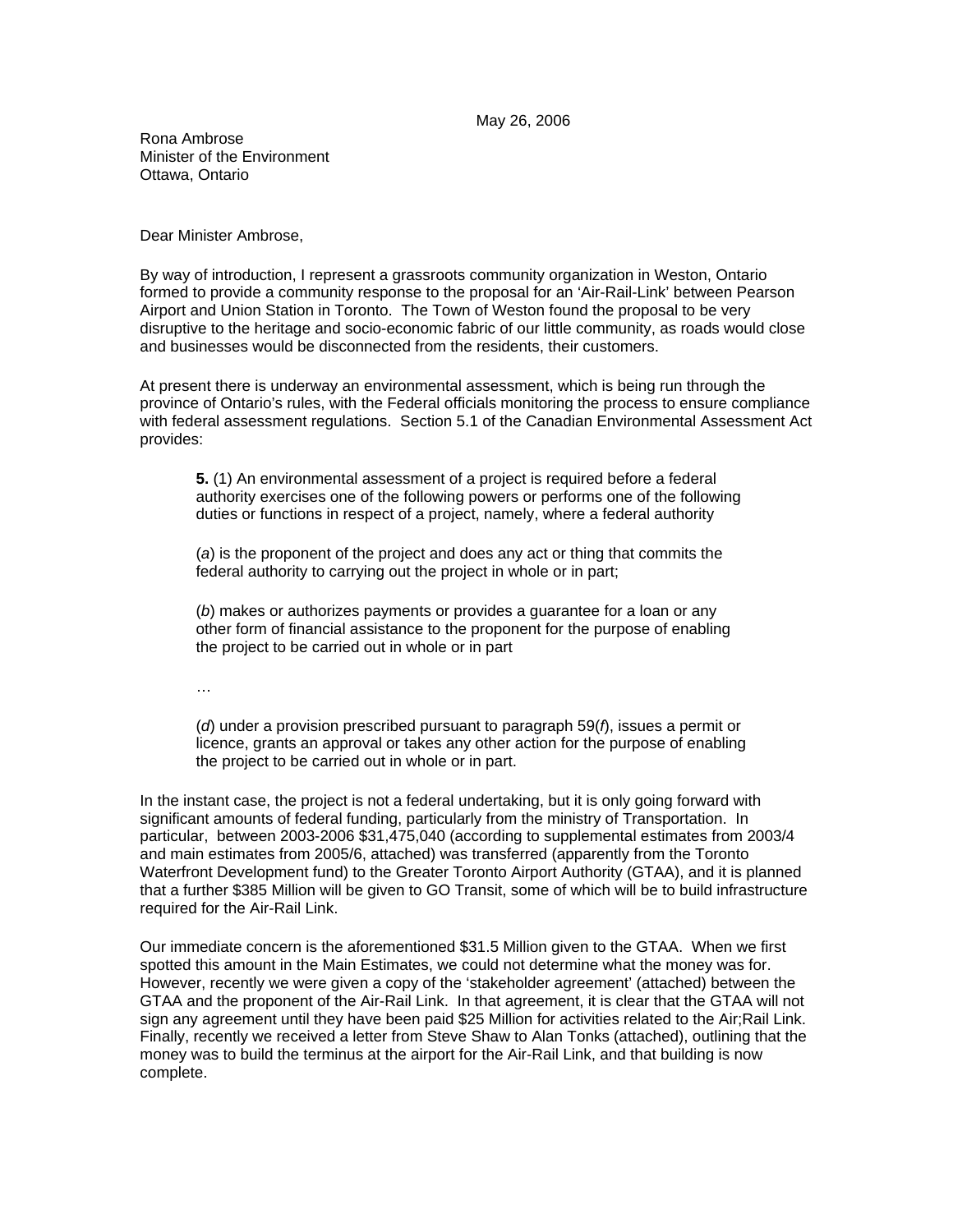May 26, 2006

Rona Ambrose
Minister of the Environment
Ottawa, Ontario

Dear Minister Ambrose,

By way of introduction, I represent a grassroots community organization in Weston, Ontario formed to provide a community response to the proposal for an 'Air-Rail-Link' between Pearson Airport and Union Station in Toronto. The Town of Weston found the proposal to be very disruptive to the heritage and socio-economic fabric of our little community, as roads would close and businesses would be disconnected from the residents, their customers.

At present there is underway an environmental assessment, which is being run through the province of Ontario's rules, with the Federal officials monitoring the process to ensure compliance with federal assessment regulations. Section 5.1 of the Canadian Environmental Assessment Act provides:

> **5.** (1) An environmental assessment of a project is required before a federal authority exercises one of the following powers or performs one of the following duties or functions in respect of a project, namely, where a federal authority
>
> (*a*) is the proponent of the project and does any act or thing that commits the federal authority to carrying out the project in whole or in part;
>
> (*b*) makes or authorizes payments or provides a guarantee for a loan or any other form of financial assistance to the proponent for the purpose of enabling the project to be carried out in whole or in part
>
> …
>
> (*d*) under a provision prescribed pursuant to paragraph 59(*f*), issues a permit or licence, grants an approval or takes any other action for the purpose of enabling the project to be carried out in whole or in part.

In the instant case, the project is not a federal undertaking, but it is only going forward with significant amounts of federal funding, particularly from the ministry of Transportation. In particular, between 2003-2006 $31,475,040 (according to supplemental estimates from 2003/4 and main estimates from 2005/6, attached) was transferred (apparently from the Toronto Waterfront Development fund) to the Greater Toronto Airport Authority (GTAA), and it is planned that a further $385 Million will be given to GO Transit, some of which will be to build infrastructure required for the Air-Rail Link.

Our immediate concern is the aforementioned $31.5 Million given to the GTAA. When we first spotted this amount in the Main Estimates, we could not determine what the money was for. However, recently we were given a copy of the 'stakeholder agreement' (attached) between the GTAA and the proponent of the Air-Rail Link. In that agreement, it is clear that the GTAA will not sign any agreement until they have been paid $25 Million for activities related to the Air;Rail Link. Finally, recently we received a letter from Steve Shaw to Alan Tonks (attached), outlining that the money was to build the terminus at the airport for the Air-Rail Link, and that building is now complete.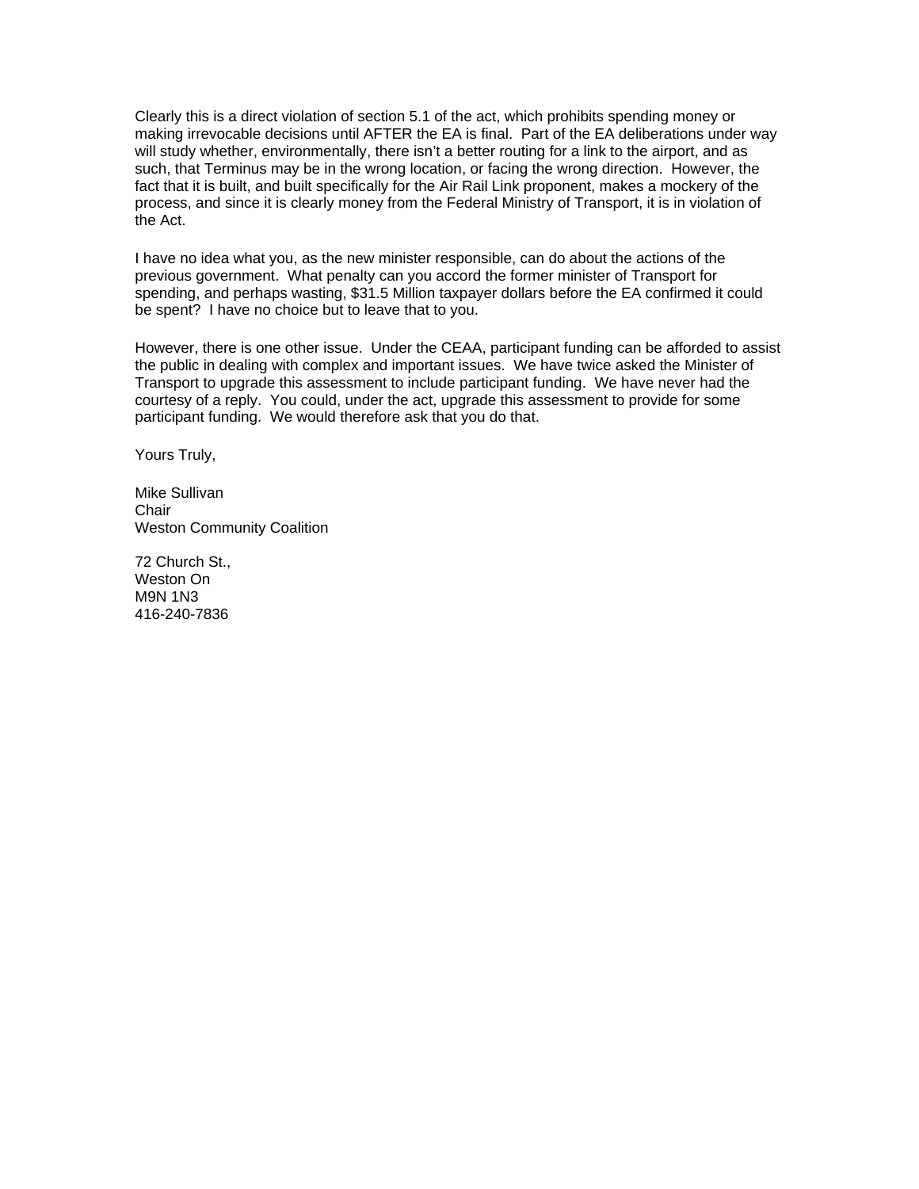Clearly this is a direct violation of section 5.1 of the act, which prohibits spending money or making irrevocable decisions until AFTER the EA is final. Part of the EA deliberations under way will study whether, environmentally, there isn't a better routing for a link to the airport, and as such, that Terminus may be in the wrong location, or facing the wrong direction. However, the fact that it is built, and built specifically for the Air Rail Link proponent, makes a mockery of the process, and since it is clearly money from the Federal Ministry of Transport, it is in violation of the Act.

I have no idea what you, as the new minister responsible, can do about the actions of the previous government. What penalty can you accord the former minister of Transport for spending, and perhaps wasting, $31.5 Million taxpayer dollars before the EA confirmed it could be spent? I have no choice but to leave that to you.

However, there is one other issue. Under the CEAA, participant funding can be afforded to assist the public in dealing with complex and important issues. We have twice asked the Minister of Transport to upgrade this assessment to include participant funding. We have never had the courtesy of a reply. You could, under the act, upgrade this assessment to provide for some participant funding. We would therefore ask that you do that.

Yours Truly,

Mike Sullivan  
Chair  
Weston Community Coalition

72 Church St.,  
Weston On  
M9N 1N3  
416-240-7836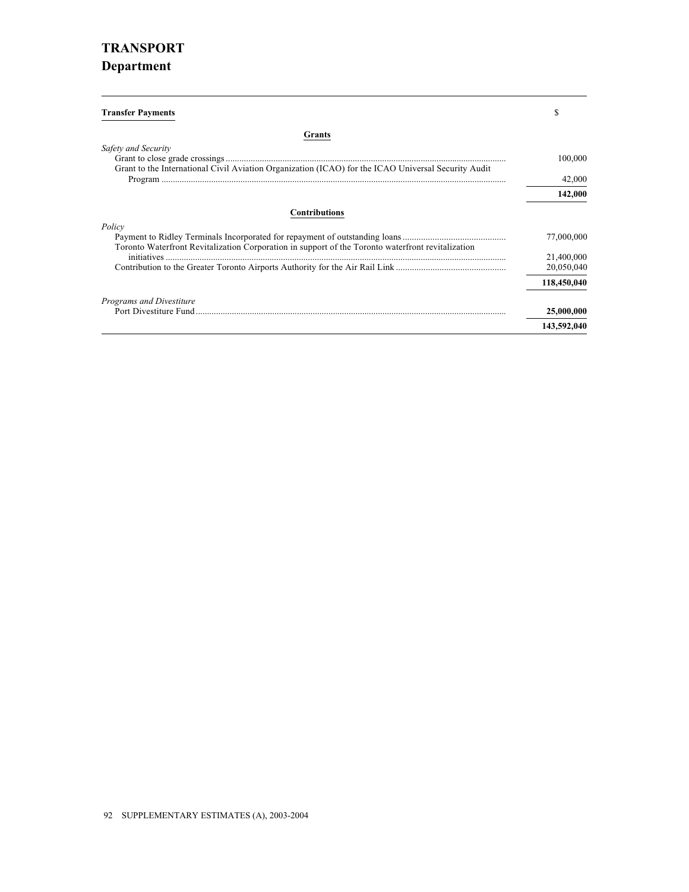# TRANSPORT
## Department

| **Transfer Payments** | $ |
|---|---|
| **Grants** | |
| *Safety and Security* | |
| Grant to close grade crossings | 100,000 |
| Grant to the International Civil Aviation Organization (ICAO) for the ICAO Universal Security Audit Program | 42,000 |
| | **142,000** |
| **Contributions** | |
| *Policy* | |
| Payment to Ridley Terminals Incorporated for repayment of outstanding loans | 77,000,000 |
| Toronto Waterfront Revitalization Corporation in support of the Toronto waterfront revitalization initiatives | 21,400,000 |
| Contribution to the Greater Toronto Airports Authority for the Air Rail Link | 20,050,040 |
| | **118,450,040** |
| *Programs and Divestiture* | |
| Port Divestiture Fund | **25,000,000** |
| | **143,592,040** |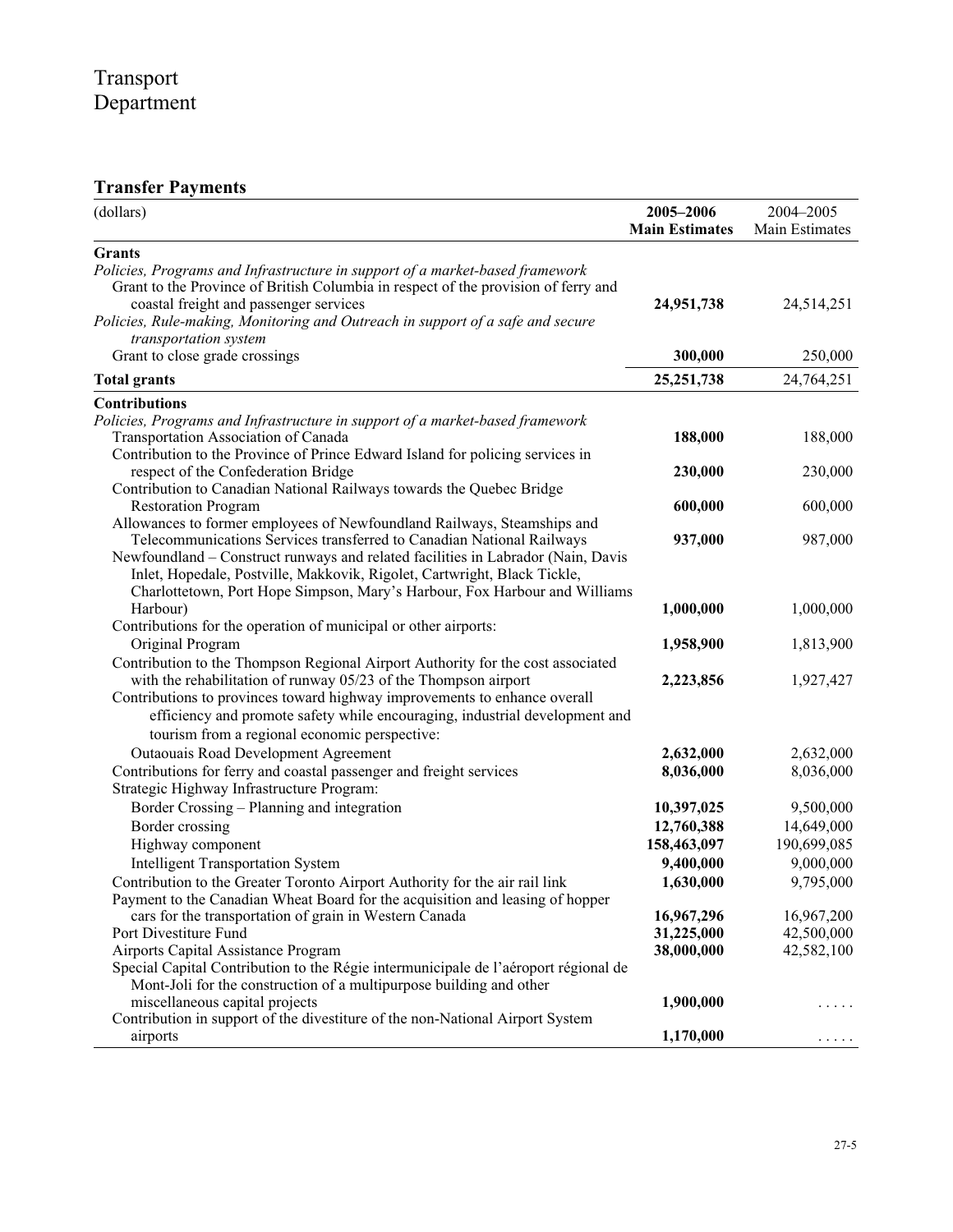# Transport
# Department

## Transfer Payments

| (dollars) | 2005–2006 Main Estimates | 2004–2005 Main Estimates |
|---|---|---|
| **Grants** | | |
| *Policies, Programs and Infrastructure in support of a market-based framework* | | |
| Grant to the Province of British Columbia in respect of the provision of ferry and coastal freight and passenger services | **24,951,738** | 24,514,251 |
| *Policies, Rule-making, Monitoring and Outreach in support of a safe and secure transportation system* | | |
| Grant to close grade crossings | **300,000** | 250,000 |
| **Total grants** | **25,251,738** | 24,764,251 |
| **Contributions** | | |
| *Policies, Programs and Infrastructure in support of a market-based framework* | | |
| Transportation Association of Canada | **188,000** | 188,000 |
| Contribution to the Province of Prince Edward Island for policing services in respect of the Confederation Bridge | **230,000** | 230,000 |
| Contribution to Canadian National Railways towards the Quebec Bridge Restoration Program | **600,000** | 600,000 |
| Allowances to former employees of Newfoundland Railways, Steamships and Telecommunications Services transferred to Canadian National Railways | **937,000** | 987,000 |
| Newfoundland – Construct runways and related facilities in Labrador (Nain, Davis Inlet, Hopedale, Postville, Makkovik, Rigolet, Cartwright, Black Tickle, Charlottetown, Port Hope Simpson, Mary's Harbour, Fox Harbour and Williams Harbour) | **1,000,000** | 1,000,000 |
| Contributions for the operation of municipal or other airports: | | |
| Original Program | **1,958,900** | 1,813,900 |
| Contribution to the Thompson Regional Airport Authority for the cost associated with the rehabilitation of runway 05/23 of the Thompson airport | **2,223,856** | 1,927,427 |
| Contributions to provinces toward highway improvements to enhance overall efficiency and promote safety while encouraging, industrial development and tourism from a regional economic perspective: | | |
| Outaouais Road Development Agreement | **2,632,000** | 2,632,000 |
| Contributions for ferry and coastal passenger and freight services | **8,036,000** | 8,036,000 |
| Strategic Highway Infrastructure Program: | | |
| Border Crossing – Planning and integration | **10,397,025** | 9,500,000 |
| Border crossing | **12,760,388** | 14,649,000 |
| Highway component | **158,463,097** | 190,699,085 |
| Intelligent Transportation System | **9,400,000** | 9,000,000 |
| Contribution to the Greater Toronto Airport Authority for the air rail link | **1,630,000** | 9,795,000 |
| Payment to the Canadian Wheat Board for the acquisition and leasing of hopper cars for the transportation of grain in Western Canada | **16,967,296** | 16,967,200 |
| Port Divestiture Fund | **31,225,000** | 42,500,000 |
| Airports Capital Assistance Program | **38,000,000** | 42,582,100 |
| Special Capital Contribution to the Régie intermunicipale de l'aéroport régional de Mont-Joli for the construction of a multipurpose building and other miscellaneous capital projects | **1,900,000** | ..... |
| Contribution in support of the divestiture of the non-National Airport System airports | **1,170,000** | ..... |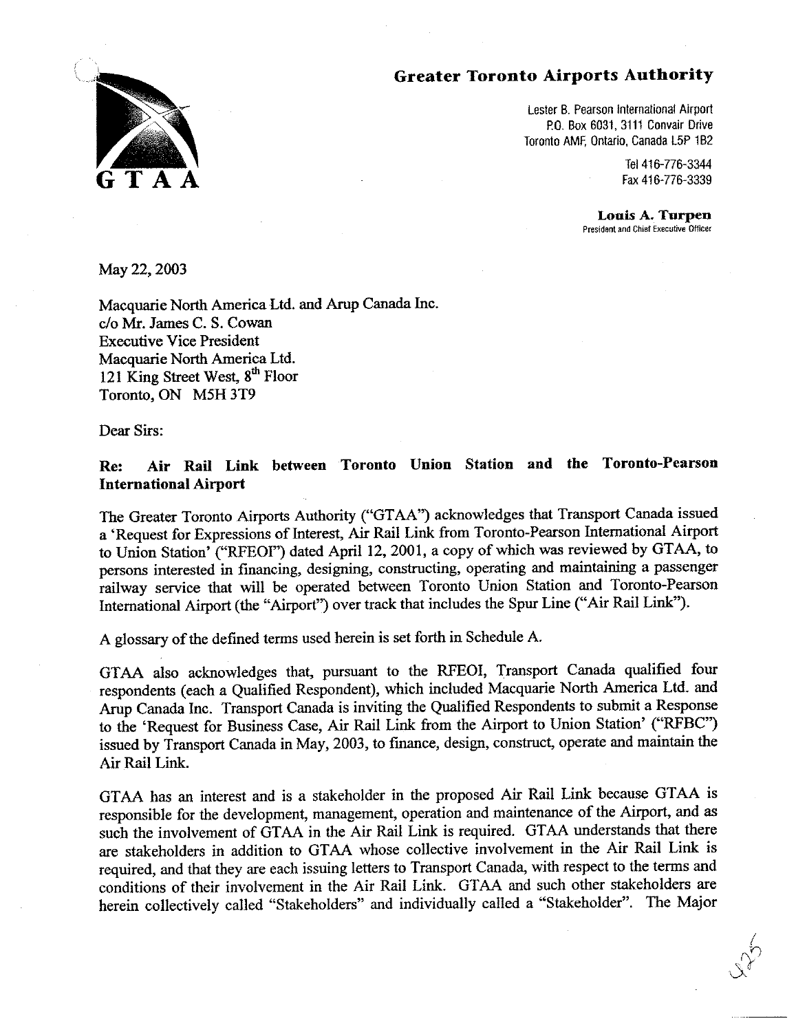**Greater Toronto Airports Authority**

Lester B. Pearson International Airport
P.O. Box 6031, 3111 Convair Drive
Toronto AMF, Ontario, Canada L5P 1B2

Tel 416-776-3344
Fax 416-776-3339

GTAA

**Louis A. Turpen**
President and Chief Executive Officer

May 22, 2003

Macquarie North America Ltd. and Arup Canada Inc.
c/o Mr. James C. S. Cowan
Executive Vice President
Macquarie North America Ltd.
121 King Street West, 8th Floor
Toronto, ON M5H 3T9

Dear Sirs:

**Re: Air Rail Link between Toronto Union Station and the Toronto-Pearson International Airport**

The Greater Toronto Airports Authority ("GTAA") acknowledges that Transport Canada issued a 'Request for Expressions of Interest, Air Rail Link from Toronto-Pearson International Airport to Union Station' ("RFEOI") dated April 12, 2001, a copy of which was reviewed by GTAA, to persons interested in financing, designing, constructing, operating and maintaining a passenger railway service that will be operated between Toronto Union Station and Toronto-Pearson International Airport (the "Airport") over track that includes the Spur Line ("Air Rail Link").

A glossary of the defined terms used herein is set forth in Schedule A.

GTAA also acknowledges that, pursuant to the RFEOI, Transport Canada qualified four respondents (each a Qualified Respondent), which included Macquarie North America Ltd. and Arup Canada Inc. Transport Canada is inviting the Qualified Respondents to submit a Response to the 'Request for Business Case, Air Rail Link from the Airport to Union Station' ("RFBC") issued by Transport Canada in May, 2003, to finance, design, construct, operate and maintain the Air Rail Link.

GTAA has an interest and is a stakeholder in the proposed Air Rail Link because GTAA is responsible for the development, management, operation and maintenance of the Airport, and as such the involvement of GTAA in the Air Rail Link is required. GTAA understands that there are stakeholders in addition to GTAA whose collective involvement in the Air Rail Link is required, and that they are each issuing letters to Transport Canada, with respect to the terms and conditions of their involvement in the Air Rail Link. GTAA and such other stakeholders are herein collectively called "Stakeholders" and individually called a "Stakeholder". The Major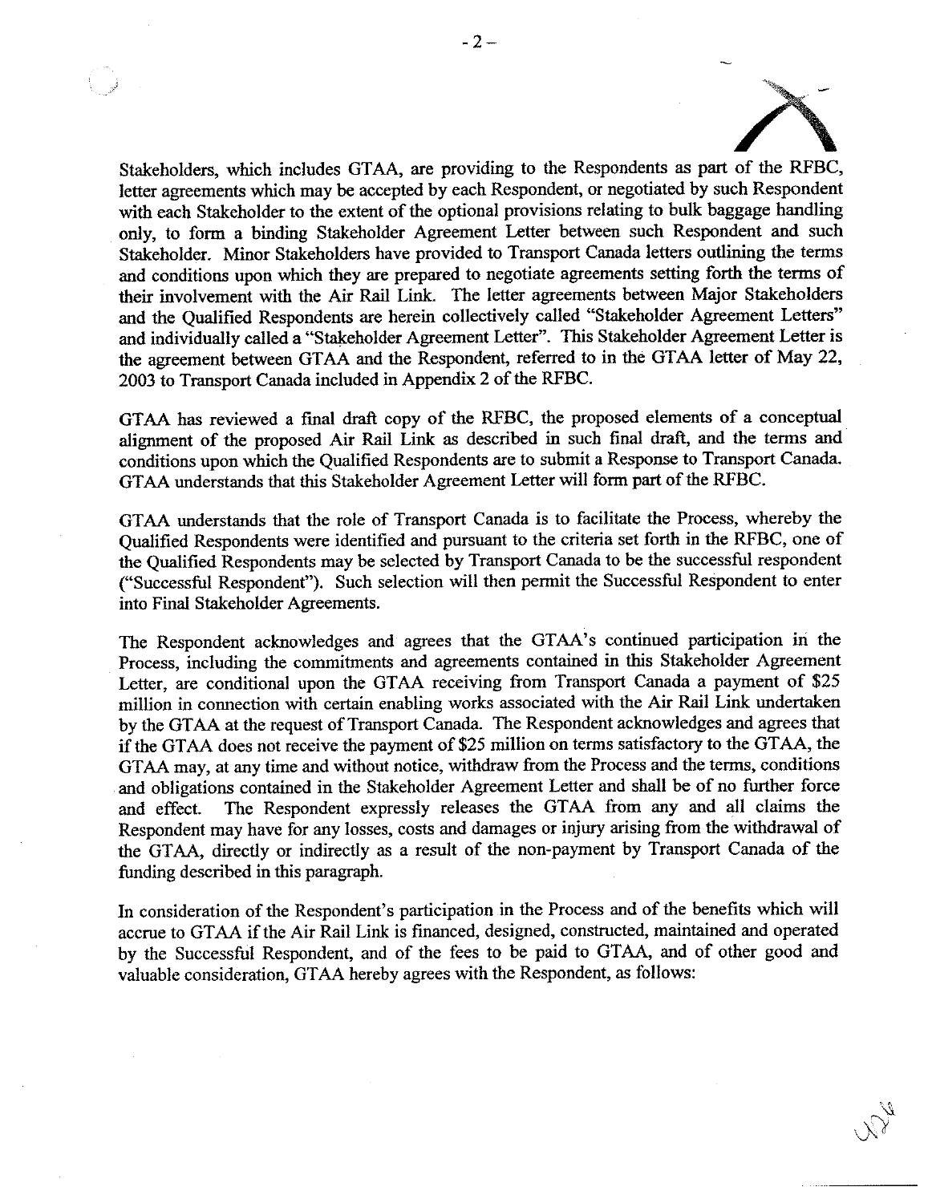Stakeholders, which includes GTAA, are providing to the Respondents as part of the RFBC, letter agreements which may be accepted by each Respondent, or negotiated by such Respondent with each Stakeholder to the extent of the optional provisions relating to bulk baggage handling only, to form a binding Stakeholder Agreement Letter between such Respondent and such Stakeholder. Minor Stakeholders have provided to Transport Canada letters outlining the terms and conditions upon which they are prepared to negotiate agreements setting forth the terms of their involvement with the Air Rail Link. The letter agreements between Major Stakeholders and the Qualified Respondents are herein collectively called "Stakeholder Agreement Letters" and individually called a "Stakeholder Agreement Letter". This Stakeholder Agreement Letter is the agreement between GTAA and the Respondent, referred to in the GTAA letter of May 22, 2003 to Transport Canada included in Appendix 2 of the RFBC.

GTAA has reviewed a final draft copy of the RFBC, the proposed elements of a conceptual alignment of the proposed Air Rail Link as described in such final draft, and the terms and conditions upon which the Qualified Respondents are to submit a Response to Transport Canada. GTAA understands that this Stakeholder Agreement Letter will form part of the RFBC.

GTAA understands that the role of Transport Canada is to facilitate the Process, whereby the Qualified Respondents were identified and pursuant to the criteria set forth in the RFBC, one of the Qualified Respondents may be selected by Transport Canada to be the successful respondent ("Successful Respondent"). Such selection will then permit the Successful Respondent to enter into Final Stakeholder Agreements.

The Respondent acknowledges and agrees that the GTAA's continued participation in the Process, including the commitments and agreements contained in this Stakeholder Agreement Letter, are conditional upon the GTAA receiving from Transport Canada a payment of $25 million in connection with certain enabling works associated with the Air Rail Link undertaken by the GTAA at the request of Transport Canada. The Respondent acknowledges and agrees that if the GTAA does not receive the payment of $25 million on terms satisfactory to the GTAA, the GTAA may, at any time and without notice, withdraw from the Process and the terms, conditions and obligations contained in the Stakeholder Agreement Letter and shall be of no further force and effect. The Respondent expressly releases the GTAA from any and all claims the Respondent may have for any losses, costs and damages or injury arising from the withdrawal of the GTAA, directly or indirectly as a result of the non-payment by Transport Canada of the funding described in this paragraph.

In consideration of the Respondent's participation in the Process and of the benefits which will accrue to GTAA if the Air Rail Link is financed, designed, constructed, maintained and operated by the Successful Respondent, and of the fees to be paid to GTAA, and of other good and valuable consideration, GTAA hereby agrees with the Respondent, as follows: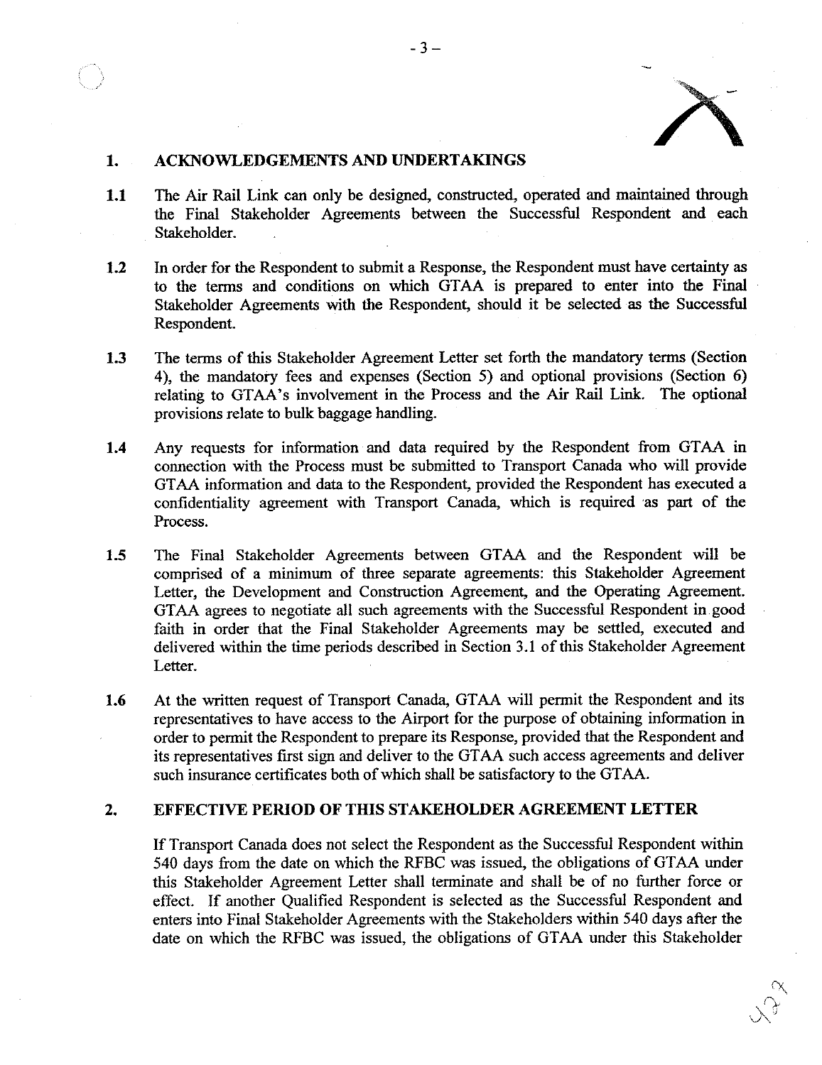## 1. ACKNOWLEDGEMENTS AND UNDERTAKINGS

**1.1** The Air Rail Link can only be designed, constructed, operated and maintained through the Final Stakeholder Agreements between the Successful Respondent and each Stakeholder.

**1.2** In order for the Respondent to submit a Response, the Respondent must have certainty as to the terms and conditions on which GTAA is prepared to enter into the Final Stakeholder Agreements with the Respondent, should it be selected as the Successful Respondent.

**1.3** The terms of this Stakeholder Agreement Letter set forth the mandatory terms (Section 4), the mandatory fees and expenses (Section 5) and optional provisions (Section 6) relating to GTAA's involvement in the Process and the Air Rail Link. The optional provisions relate to bulk baggage handling.

**1.4** Any requests for information and data required by the Respondent from GTAA in connection with the Process must be submitted to Transport Canada who will provide GTAA information and data to the Respondent, provided the Respondent has executed a confidentiality agreement with Transport Canada, which is required as part of the Process.

**1.5** The Final Stakeholder Agreements between GTAA and the Respondent will be comprised of a minimum of three separate agreements: this Stakeholder Agreement Letter, the Development and Construction Agreement, and the Operating Agreement. GTAA agrees to negotiate all such agreements with the Successful Respondent in good faith in order that the Final Stakeholder Agreements may be settled, executed and delivered within the time periods described in Section 3.1 of this Stakeholder Agreement Letter.

**1.6** At the written request of Transport Canada, GTAA will permit the Respondent and its representatives to have access to the Airport for the purpose of obtaining information in order to permit the Respondent to prepare its Response, provided that the Respondent and its representatives first sign and deliver to the GTAA such access agreements and deliver such insurance certificates both of which shall be satisfactory to the GTAA.

## 2. EFFECTIVE PERIOD OF THIS STAKEHOLDER AGREEMENT LETTER

If Transport Canada does not select the Respondent as the Successful Respondent within 540 days from the date on which the RFBC was issued, the obligations of GTAA under this Stakeholder Agreement Letter shall terminate and shall be of no further force or effect. If another Qualified Respondent is selected as the Successful Respondent and enters into Final Stakeholder Agreements with the Stakeholders within 540 days after the date on which the RFBC was issued, the obligations of GTAA under this Stakeholder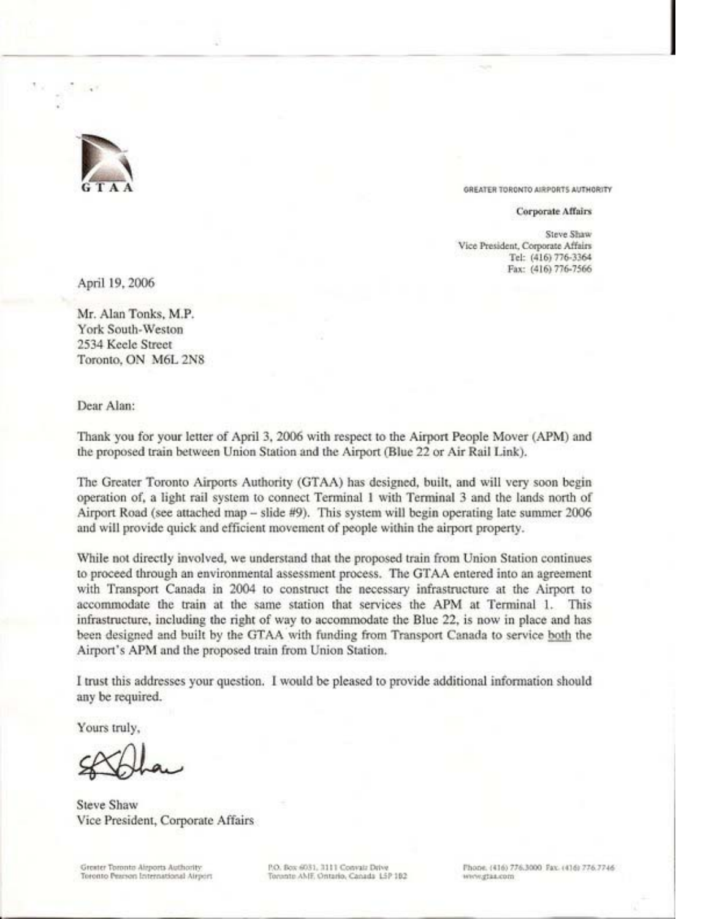GTAA

GREATER TORONTO AIRPORTS AUTHORITY

**Corporate Affairs**

Steve Shaw
Vice President, Corporate Affairs
Tel: (416) 776-3364
Fax: (416) 776-7566

April 19, 2006

Mr. Alan Tonks, M.P.
York South-Weston
2534 Keele Street
Toronto, ON M6L 2N8

Dear Alan:

Thank you for your letter of April 3, 2006 with respect to the Airport People Mover (APM) and the proposed train between Union Station and the Airport (Blue 22 or Air Rail Link).

The Greater Toronto Airports Authority (GTAA) has designed, built, and will very soon begin operation of, a light rail system to connect Terminal 1 with Terminal 3 and the lands north of Airport Road (see attached map – slide #9). This system will begin operating late summer 2006 and will provide quick and efficient movement of people within the airport property.

While not directly involved, we understand that the proposed train from Union Station continues to proceed through an environmental assessment process. The GTAA entered into an agreement with Transport Canada in 2004 to construct the necessary infrastructure at the Airport to accommodate the train at the same station that services the APM at Terminal 1. This infrastructure, including the right of way to accommodate the Blue 22, is now in place and has been designed and built by the GTAA with funding from Transport Canada to service both the Airport's APM and the proposed train from Union Station.

I trust this addresses your question. I would be pleased to provide additional information should any be required.

Yours truly,

Steve Shaw
Vice President, Corporate Affairs

Greater Toronto Airports Authority
Toronto Pearson International Airport

P.O. Box 6031, 3111 Convair Drive
Toronto AMF, Ontario, Canada L5P 1B2

Phone. (416) 776.3000 Fax. (416) 776.7746
www.gtaa.com